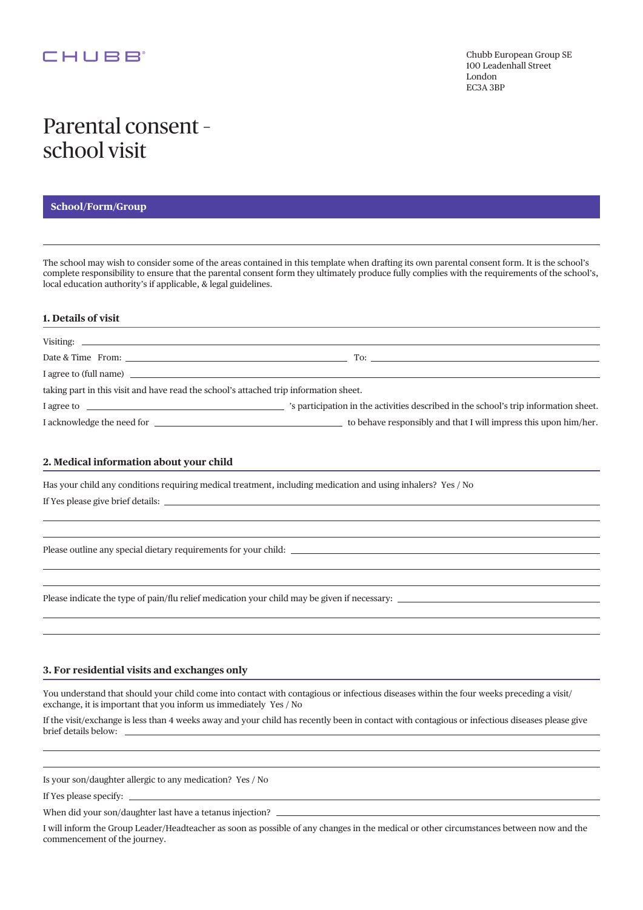CHUBB®

Chubb European Group SE
100 Leadenhall Street
London
EC3A 3BP

# Parental consent - school visit

**School/Form/Group**

---

The school may wish to consider some of the areas contained in this template when drafting its own parental consent form. It is the school's complete responsibility to ensure that the parental consent form they ultimately produce fully complies with the requirements of the school's, local education authority's if applicable, & legal guidelines.

## 1. Details of visit

Visiting: ______________________________

Date & Time From: ______________________________ To: ______________________________

I agree to (full name) ______________________________

taking part in this visit and have read the school's attached trip information sheet.

I agree to ______________________________'s participation in the activities described in the school's trip information sheet.

I acknowledge the need for ______________________________ to behave responsibly and that I will impress this upon him/her.

## 2. Medical information about your child

Has your child any conditions requiring medical treatment, including medication and using inhalers? Yes / No

If Yes please give brief details: ______________________________

______________________________

______________________________

Please outline any special dietary requirements for your child: ______________________________

______________________________

______________________________

Please indicate the type of pain/flu relief medication your child may be given if necessary: ______________________________

______________________________

______________________________

## 3. For residential visits and exchanges only

You understand that should your child come into contact with contagious or infectious diseases within the four weeks preceding a visit/ exchange, it is important that you inform us immediately Yes / No

If the visit/exchange is less than 4 weeks away and your child has recently been in contact with contagious or infectious diseases please give brief details below: ______________________________

______________________________

______________________________

Is your son/daughter allergic to any medication? Yes / No

If Yes please specify: ______________________________

When did your son/daughter last have a tetanus injection? ______________________________

I will inform the Group Leader/Headteacher as soon as possible of any changes in the medical or other circumstances between now and the commencement of the journey.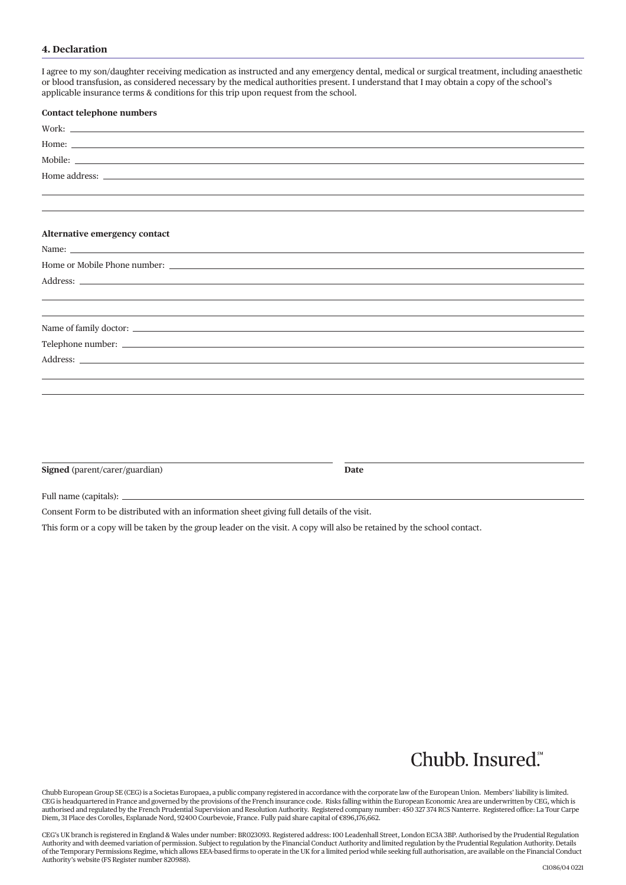## 4. Declaration

I agree to my son/daughter receiving medication as instructed and any emergency dental, medical or surgical treatment, including anaesthetic or blood transfusion, as considered necessary by the medical authorities present. I understand that I may obtain a copy of the school's applicable insurance terms & conditions for this trip upon request from the school.

**Contact telephone numbers**

Work: \_\_\_\_\_\_\_\_\_\_\_\_\_\_\_\_\_\_\_\_\_\_\_\_\_\_\_\_\_\_

Home: \_\_\_\_\_\_\_\_\_\_\_\_\_\_\_\_\_\_\_\_\_\_\_\_\_\_\_\_\_\_

Mobile: \_\_\_\_\_\_\_\_\_\_\_\_\_\_\_\_\_\_\_\_\_\_\_\_\_\_\_\_\_\_

Home address: \_\_\_\_\_\_\_\_\_\_\_\_\_\_\_\_\_\_\_\_\_\_\_\_\_\_\_\_\_\_

**Alternative emergency contact**

Name: \_\_\_\_\_\_\_\_\_\_\_\_\_\_\_\_\_\_\_\_\_\_\_\_\_\_\_\_\_\_

Home or Mobile Phone number: \_\_\_\_\_\_\_\_\_\_\_\_\_\_\_\_\_\_\_\_\_\_\_\_\_\_\_\_\_\_

Address: \_\_\_\_\_\_\_\_\_\_\_\_\_\_\_\_\_\_\_\_\_\_\_\_\_\_\_\_\_\_

Name of family doctor: \_\_\_\_\_\_\_\_\_\_\_\_\_\_\_\_\_\_\_\_\_\_\_\_\_\_\_\_\_\_

Telephone number: \_\_\_\_\_\_\_\_\_\_\_\_\_\_\_\_\_\_\_\_\_\_\_\_\_\_\_\_\_\_

Address: \_\_\_\_\_\_\_\_\_\_\_\_\_\_\_\_\_\_\_\_\_\_\_\_\_\_\_\_\_\_

**Signed** (parent/carer/guardian) \_\_\_\_\_\_\_\_\_\_\_\_\_\_\_\_\_\_\_\_ **Date** \_\_\_\_\_\_\_\_\_\_\_\_\_\_\_\_\_\_\_\_

Full name (capitals): \_\_\_\_\_\_\_\_\_\_\_\_\_\_\_\_\_\_\_\_\_\_\_\_\_\_\_\_\_\_

Consent Form to be distributed with an information sheet giving full details of the visit.

This form or a copy will be taken by the group leader on the visit. A copy will also be retained by the school contact.

Chubb. Insured.℠

Chubb European Group SE (CEG) is a Societas Europaea, a public company registered in accordance with the corporate law of the European Union. Members' liability is limited. CEG is headquartered in France and governed by the provisions of the French insurance code. Risks falling within the European Economic Area are underwritten by CEG, which is authorised and regulated by the French Prudential Supervision and Resolution Authority. Registered company number: 450 327 374 RCS Nanterre. Registered office: La Tour Carpe Diem, 31 Place des Corolles, Esplanade Nord, 92400 Courbevoie, France. Fully paid share capital of €896,176,662.

CEG's UK branch is registered in England & Wales under number: BR023093. Registered address: 100 Leadenhall Street, London EC3A 3BP. Authorised by the Prudential Regulation Authority and with deemed variation of permission. Subject to regulation by the Financial Conduct Authority and limited regulation by the Prudential Regulation Authority. Details of the Temporary Permissions Regime, which allows EEA-based firms to operate in the UK for a limited period while seeking full authorisation, are available on the Financial Conduct Authority's website (FS Register number 820988).

C1086/04 0221